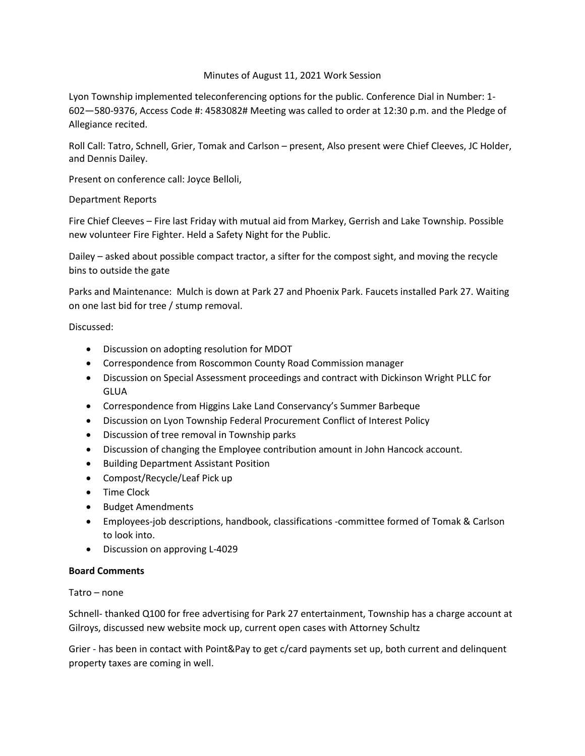Minutes of August 11, 2021 Work Session

Lyon Township implemented teleconferencing options for the public. Conference Dial in Number: 1-602—580-9376, Access Code #: 4583082# Meeting was called to order at 12:30 p.m. and the Pledge of Allegiance recited.

Roll Call: Tatro, Schnell, Grier, Tomak and Carlson – present, Also present were Chief Cleeves, JC Holder, and Dennis Dailey.

Present on conference call: Joyce Belloli,

Department Reports

Fire Chief Cleeves – Fire last Friday with mutual aid from Markey, Gerrish and Lake Township. Possible new volunteer Fire Fighter. Held a Safety Night for the Public.

Dailey – asked about possible compact tractor, a sifter for the compost sight, and moving the recycle bins to outside the gate

Parks and Maintenance: Mulch is down at Park 27 and Phoenix Park. Faucets installed Park 27. Waiting on one last bid for tree / stump removal.

Discussed:

- Discussion on adopting resolution for MDOT
- Correspondence from Roscommon County Road Commission manager
- Discussion on Special Assessment proceedings and contract with Dickinson Wright PLLC for GLUA
- Correspondence from Higgins Lake Land Conservancy's Summer Barbeque
- Discussion on Lyon Township Federal Procurement Conflict of Interest Policy
- Discussion of tree removal in Township parks
- Discussion of changing the Employee contribution amount in John Hancock account.
- Building Department Assistant Position
- Compost/Recycle/Leaf Pick up
- Time Clock
- Budget Amendments
- Employees-job descriptions, handbook, classifications -committee formed of Tomak & Carlson to look into.
- Discussion on approving L-4029

**Board Comments**

Tatro – none

Schnell- thanked Q100 for free advertising for Park 27 entertainment, Township has a charge account at Gilroys, discussed new website mock up, current open cases with Attorney Schultz

Grier - has been in contact with Point&Pay to get c/card payments set up, both current and delinquent property taxes are coming in well.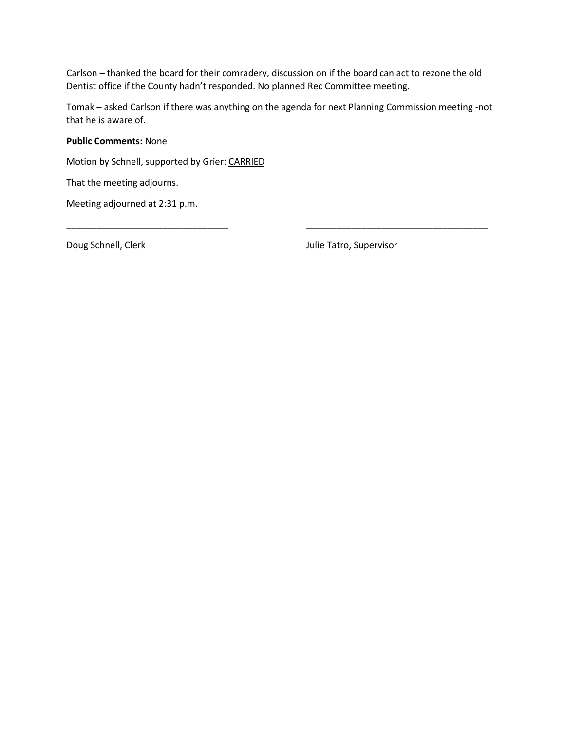Carlson – thanked the board for their comradery, discussion on if the board can act to rezone the old Dentist office if the County hadn't responded. No planned Rec Committee meeting.

Tomak – asked Carlson if there was anything on the agenda for next Planning Commission meeting -not that he is aware of.

**Public Comments:** None

Motion by Schnell, supported by Grier: CARRIED

That the meeting adjourns.

Meeting adjourned at 2:31 p.m.

________________________________ ____________________________________

Doug Schnell, Clerk Julie Tatro, Supervisor